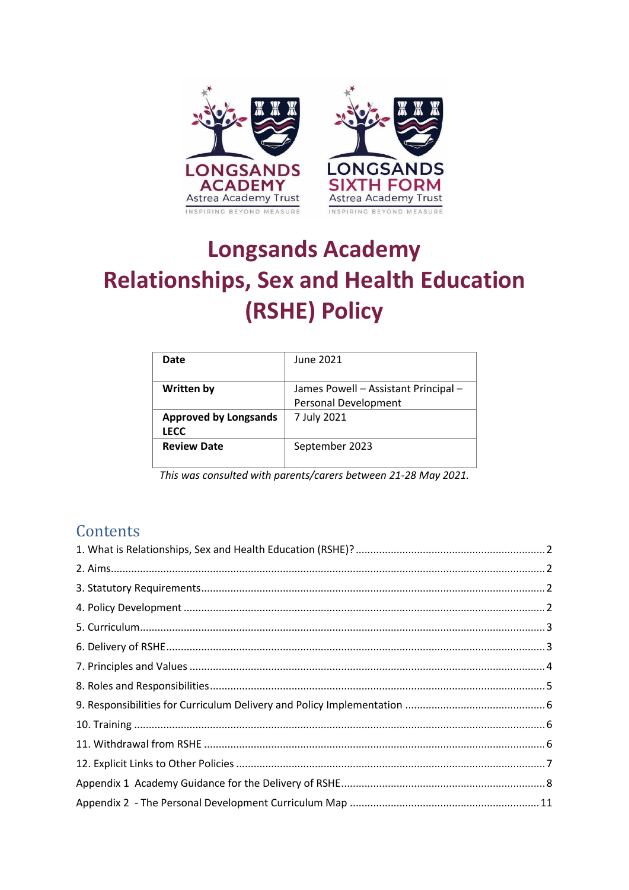LONGSANDS ACADEMY
Astrea Academy Trust
INSPIRING BEYOND MEASURE

LONGSANDS SIXTH FORM
Astrea Academy Trust
INSPIRING BEYOND MEASURE

# Longsands Academy
# Relationships, Sex and Health Education (RSHE) Policy

| | |
|---|---|
| **Date** | June 2021 |
| **Written by** | James Powell – Assistant Principal – Personal Development |
| **Approved by Longsands LECC** | 7 July 2021 |
| **Review Date** | September 2023 |

*This was consulted with parents/carers between 21-28 May 2021.*

## Contents

1. What is Relationships, Sex and Health Education (RSHE)? .......... 2
2. Aims .......... 2
3. Statutory Requirements .......... 2
4. Policy Development .......... 2
5. Curriculum .......... 3
6. Delivery of RSHE .......... 3
7. Principles and Values .......... 4
8. Roles and Responsibilities .......... 5
9. Responsibilities for Curriculum Delivery and Policy Implementation .......... 6
10. Training .......... 6
11. Withdrawal from RSHE .......... 6
12. Explicit Links to Other Policies .......... 7

Appendix 1 Academy Guidance for the Delivery of RSHE .......... 8

Appendix 2 - The Personal Development Curriculum Map .......... 11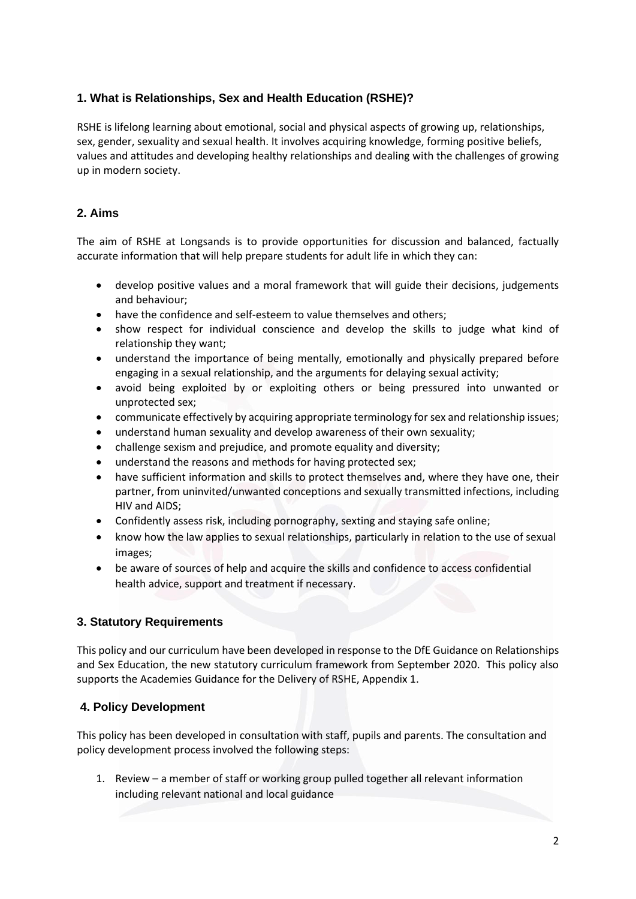## 1. What is Relationships, Sex and Health Education (RSHE)?

RSHE is lifelong learning about emotional, social and physical aspects of growing up, relationships, sex, gender, sexuality and sexual health. It involves acquiring knowledge, forming positive beliefs, values and attitudes and developing healthy relationships and dealing with the challenges of growing up in modern society.

## 2. Aims

The aim of RSHE at Longsands is to provide opportunities for discussion and balanced, factually accurate information that will help prepare students for adult life in which they can:

- develop positive values and a moral framework that will guide their decisions, judgements and behaviour;
- have the confidence and self-esteem to value themselves and others;
- show respect for individual conscience and develop the skills to judge what kind of relationship they want;
- understand the importance of being mentally, emotionally and physically prepared before engaging in a sexual relationship, and the arguments for delaying sexual activity;
- avoid being exploited by or exploiting others or being pressured into unwanted or unprotected sex;
- communicate effectively by acquiring appropriate terminology for sex and relationship issues;
- understand human sexuality and develop awareness of their own sexuality;
- challenge sexism and prejudice, and promote equality and diversity;
- understand the reasons and methods for having protected sex;
- have sufficient information and skills to protect themselves and, where they have one, their partner, from uninvited/unwanted conceptions and sexually transmitted infections, including HIV and AIDS;
- Confidently assess risk, including pornography, sexting and staying safe online;
- know how the law applies to sexual relationships, particularly in relation to the use of sexual images;
- be aware of sources of help and acquire the skills and confidence to access confidential health advice, support and treatment if necessary.

## 3. Statutory Requirements

This policy and our curriculum have been developed in response to the DfE Guidance on Relationships and Sex Education, the new statutory curriculum framework from September 2020. This policy also supports the Academies Guidance for the Delivery of RSHE, Appendix 1.

## 4. Policy Development

This policy has been developed in consultation with staff, pupils and parents. The consultation and policy development process involved the following steps:

1. Review – a member of staff or working group pulled together all relevant information including relevant national and local guidance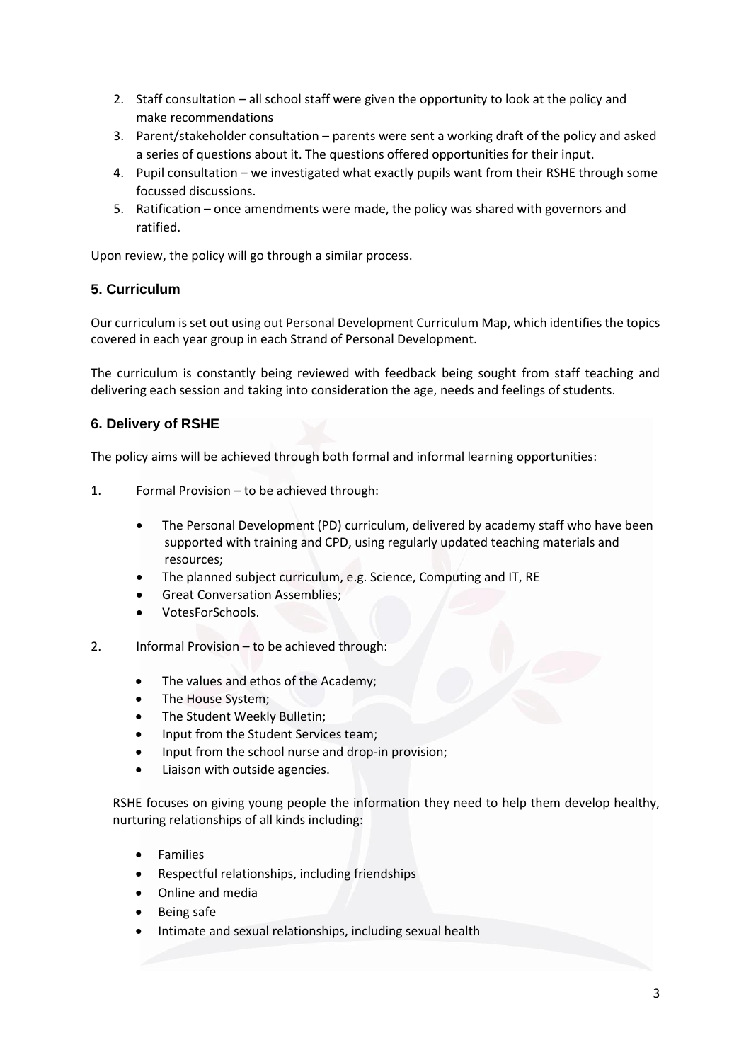2. Staff consultation – all school staff were given the opportunity to look at the policy and make recommendations
3. Parent/stakeholder consultation – parents were sent a working draft of the policy and asked a series of questions about it. The questions offered opportunities for their input.
4. Pupil consultation – we investigated what exactly pupils want from their RSHE through some focussed discussions.
5. Ratification – once amendments were made, the policy was shared with governors and ratified.

Upon review, the policy will go through a similar process.

## 5. Curriculum

Our curriculum is set out using out Personal Development Curriculum Map, which identifies the topics covered in each year group in each Strand of Personal Development.

The curriculum is constantly being reviewed with feedback being sought from staff teaching and delivering each session and taking into consideration the age, needs and feelings of students.

## 6. Delivery of RSHE

The policy aims will be achieved through both formal and informal learning opportunities:

1. Formal Provision – to be achieved through:

   - The Personal Development (PD) curriculum, delivered by academy staff who have been supported with training and CPD, using regularly updated teaching materials and resources;
   - The planned subject curriculum, e.g. Science, Computing and IT, RE
   - Great Conversation Assemblies;
   - VotesForSchools.

2. Informal Provision – to be achieved through:

   - The values and ethos of the Academy;
   - The House System;
   - The Student Weekly Bulletin;
   - Input from the Student Services team;
   - Input from the school nurse and drop-in provision;
   - Liaison with outside agencies.

   RSHE focuses on giving young people the information they need to help them develop healthy, nurturing relationships of all kinds including:

   - Families
   - Respectful relationships, including friendships
   - Online and media
   - Being safe
   - Intimate and sexual relationships, including sexual health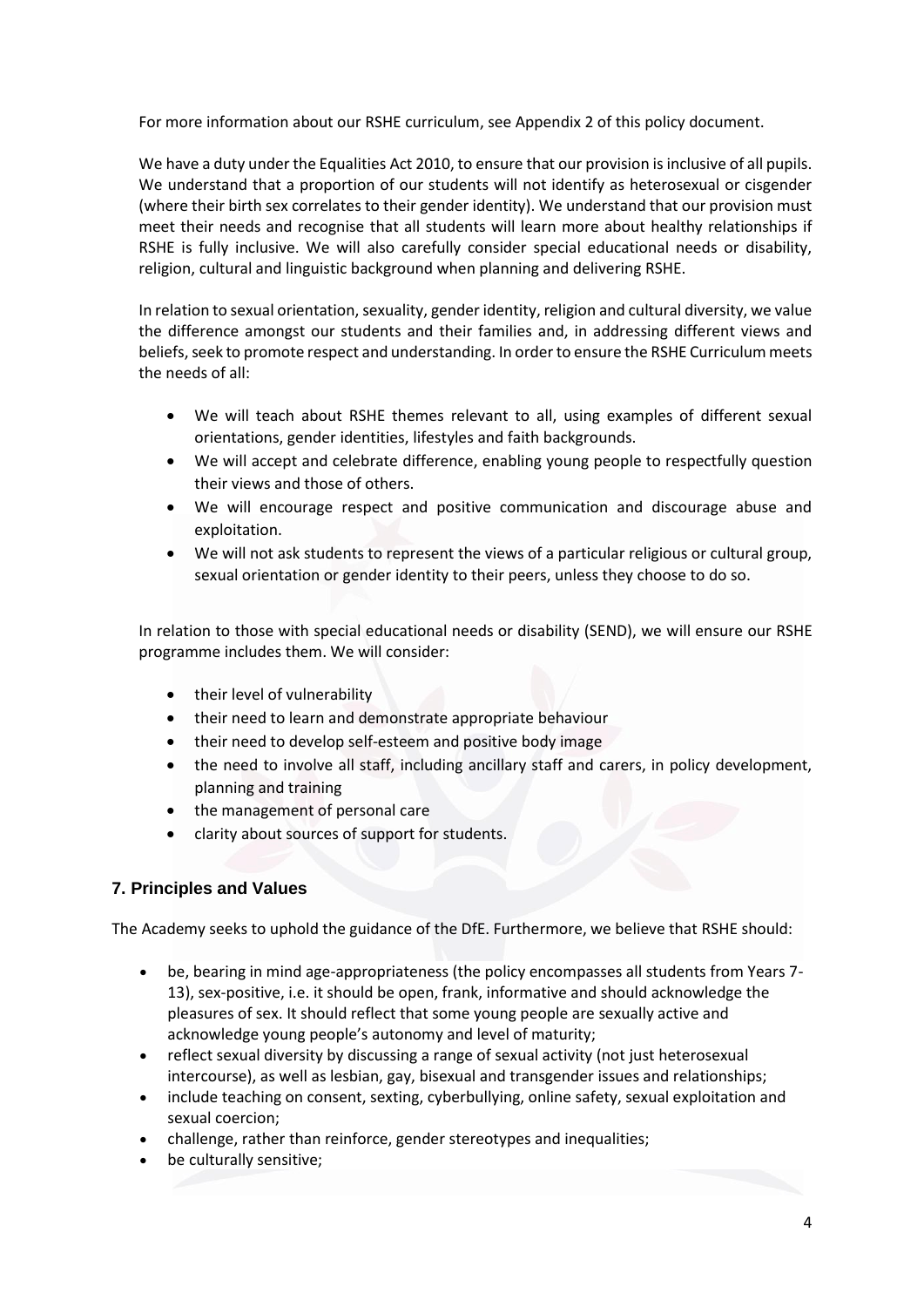For more information about our RSHE curriculum, see Appendix 2 of this policy document.

We have a duty under the Equalities Act 2010, to ensure that our provision is inclusive of all pupils. We understand that a proportion of our students will not identify as heterosexual or cisgender (where their birth sex correlates to their gender identity). We understand that our provision must meet their needs and recognise that all students will learn more about healthy relationships if RSHE is fully inclusive. We will also carefully consider special educational needs or disability, religion, cultural and linguistic background when planning and delivering RSHE.

In relation to sexual orientation, sexuality, gender identity, religion and cultural diversity, we value the difference amongst our students and their families and, in addressing different views and beliefs, seek to promote respect and understanding. In order to ensure the RSHE Curriculum meets the needs of all:

- We will teach about RSHE themes relevant to all, using examples of different sexual orientations, gender identities, lifestyles and faith backgrounds.
- We will accept and celebrate difference, enabling young people to respectfully question their views and those of others.
- We will encourage respect and positive communication and discourage abuse and exploitation.
- We will not ask students to represent the views of a particular religious or cultural group, sexual orientation or gender identity to their peers, unless they choose to do so.

In relation to those with special educational needs or disability (SEND), we will ensure our RSHE programme includes them. We will consider:

- their level of vulnerability
- their need to learn and demonstrate appropriate behaviour
- their need to develop self-esteem and positive body image
- the need to involve all staff, including ancillary staff and carers, in policy development, planning and training
- the management of personal care
- clarity about sources of support for students.

## 7. Principles and Values

The Academy seeks to uphold the guidance of the DfE. Furthermore, we believe that RSHE should:

- be, bearing in mind age-appropriateness (the policy encompasses all students from Years 7-13), sex-positive, i.e. it should be open, frank, informative and should acknowledge the pleasures of sex. It should reflect that some young people are sexually active and acknowledge young people's autonomy and level of maturity;
- reflect sexual diversity by discussing a range of sexual activity (not just heterosexual intercourse), as well as lesbian, gay, bisexual and transgender issues and relationships;
- include teaching on consent, sexting, cyberbullying, online safety, sexual exploitation and sexual coercion;
- challenge, rather than reinforce, gender stereotypes and inequalities;
- be culturally sensitive;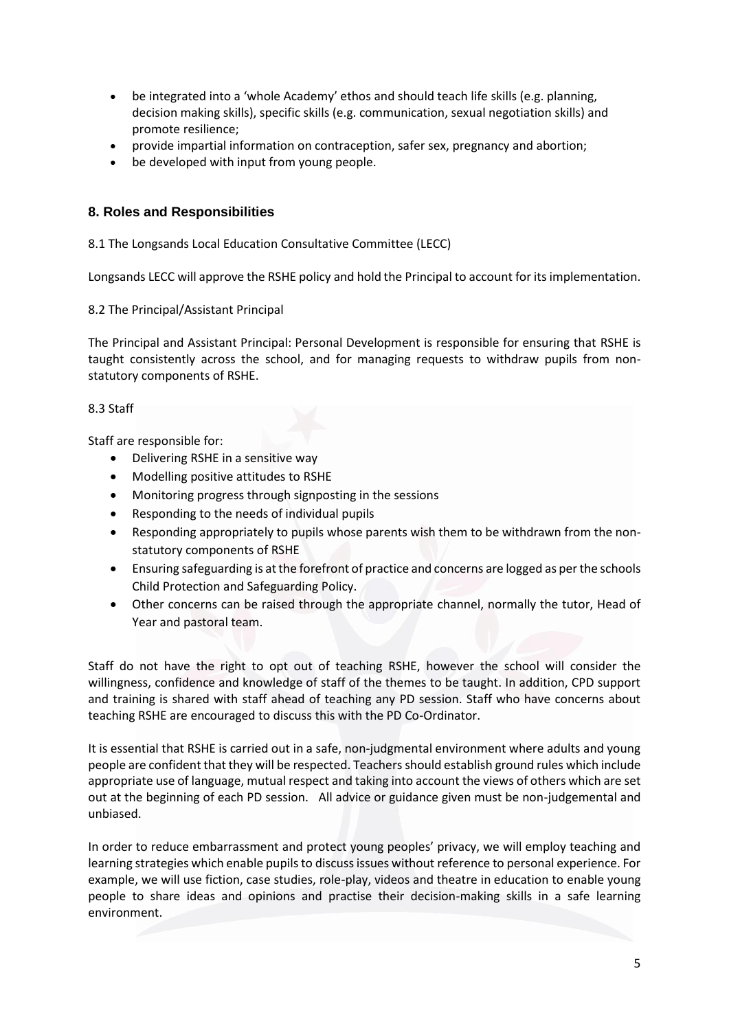- be integrated into a 'whole Academy' ethos and should teach life skills (e.g. planning, decision making skills), specific skills (e.g. communication, sexual negotiation skills) and promote resilience;
- provide impartial information on contraception, safer sex, pregnancy and abortion;
- be developed with input from young people.

## 8. Roles and Responsibilities

8.1 The Longsands Local Education Consultative Committee (LECC)

Longsands LECC will approve the RSHE policy and hold the Principal to account for its implementation.

8.2 The Principal/Assistant Principal

The Principal and Assistant Principal: Personal Development is responsible for ensuring that RSHE is taught consistently across the school, and for managing requests to withdraw pupils from non-statutory components of RSHE.

8.3 Staff

Staff are responsible for:

- Delivering RSHE in a sensitive way
- Modelling positive attitudes to RSHE
- Monitoring progress through signposting in the sessions
- Responding to the needs of individual pupils
- Responding appropriately to pupils whose parents wish them to be withdrawn from the non-statutory components of RSHE
- Ensuring safeguarding is at the forefront of practice and concerns are logged as per the schools Child Protection and Safeguarding Policy.
- Other concerns can be raised through the appropriate channel, normally the tutor, Head of Year and pastoral team.

Staff do not have the right to opt out of teaching RSHE, however the school will consider the willingness, confidence and knowledge of staff of the themes to be taught. In addition, CPD support and training is shared with staff ahead of teaching any PD session. Staff who have concerns about teaching RSHE are encouraged to discuss this with the PD Co-Ordinator.

It is essential that RSHE is carried out in a safe, non-judgmental environment where adults and young people are confident that they will be respected. Teachers should establish ground rules which include appropriate use of language, mutual respect and taking into account the views of others which are set out at the beginning of each PD session. All advice or guidance given must be non-judgemental and unbiased.

In order to reduce embarrassment and protect young peoples' privacy, we will employ teaching and learning strategies which enable pupils to discuss issues without reference to personal experience. For example, we will use fiction, case studies, role-play, videos and theatre in education to enable young people to share ideas and opinions and practise their decision-making skills in a safe learning environment.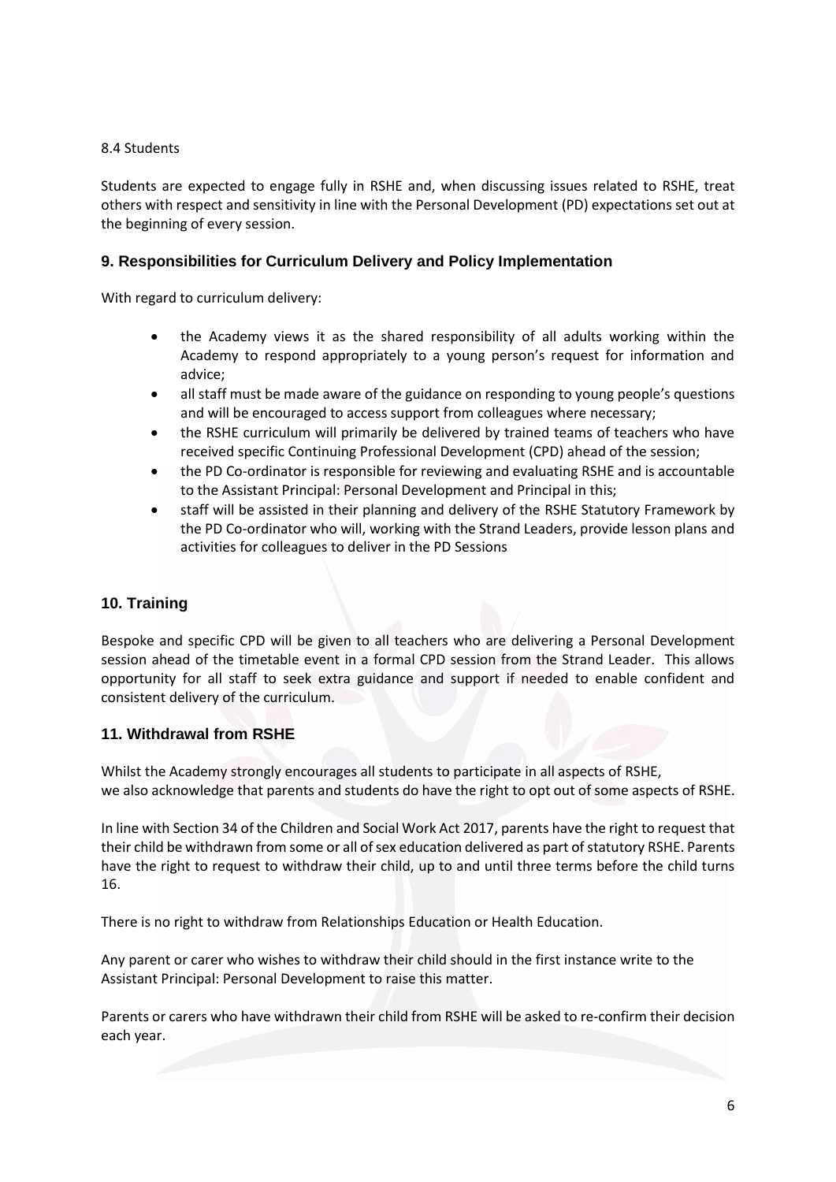8.4 Students

Students are expected to engage fully in RSHE and, when discussing issues related to RSHE, treat others with respect and sensitivity in line with the Personal Development (PD) expectations set out at the beginning of every session.

## 9. Responsibilities for Curriculum Delivery and Policy Implementation

With regard to curriculum delivery:

- the Academy views it as the shared responsibility of all adults working within the Academy to respond appropriately to a young person's request for information and advice;
- all staff must be made aware of the guidance on responding to young people's questions and will be encouraged to access support from colleagues where necessary;
- the RSHE curriculum will primarily be delivered by trained teams of teachers who have received specific Continuing Professional Development (CPD) ahead of the session;
- the PD Co-ordinator is responsible for reviewing and evaluating RSHE and is accountable to the Assistant Principal: Personal Development and Principal in this;
- staff will be assisted in their planning and delivery of the RSHE Statutory Framework by the PD Co-ordinator who will, working with the Strand Leaders, provide lesson plans and activities for colleagues to deliver in the PD Sessions

## 10. Training

Bespoke and specific CPD will be given to all teachers who are delivering a Personal Development session ahead of the timetable event in a formal CPD session from the Strand Leader. This allows opportunity for all staff to seek extra guidance and support if needed to enable confident and consistent delivery of the curriculum.

## 11. Withdrawal from RSHE

Whilst the Academy strongly encourages all students to participate in all aspects of RSHE, we also acknowledge that parents and students do have the right to opt out of some aspects of RSHE.

In line with Section 34 of the Children and Social Work Act 2017, parents have the right to request that their child be withdrawn from some or all of sex education delivered as part of statutory RSHE. Parents have the right to request to withdraw their child, up to and until three terms before the child turns 16.

There is no right to withdraw from Relationships Education or Health Education.

Any parent or carer who wishes to withdraw their child should in the first instance write to the Assistant Principal: Personal Development to raise this matter.

Parents or carers who have withdrawn their child from RSHE will be asked to re-confirm their decision each year.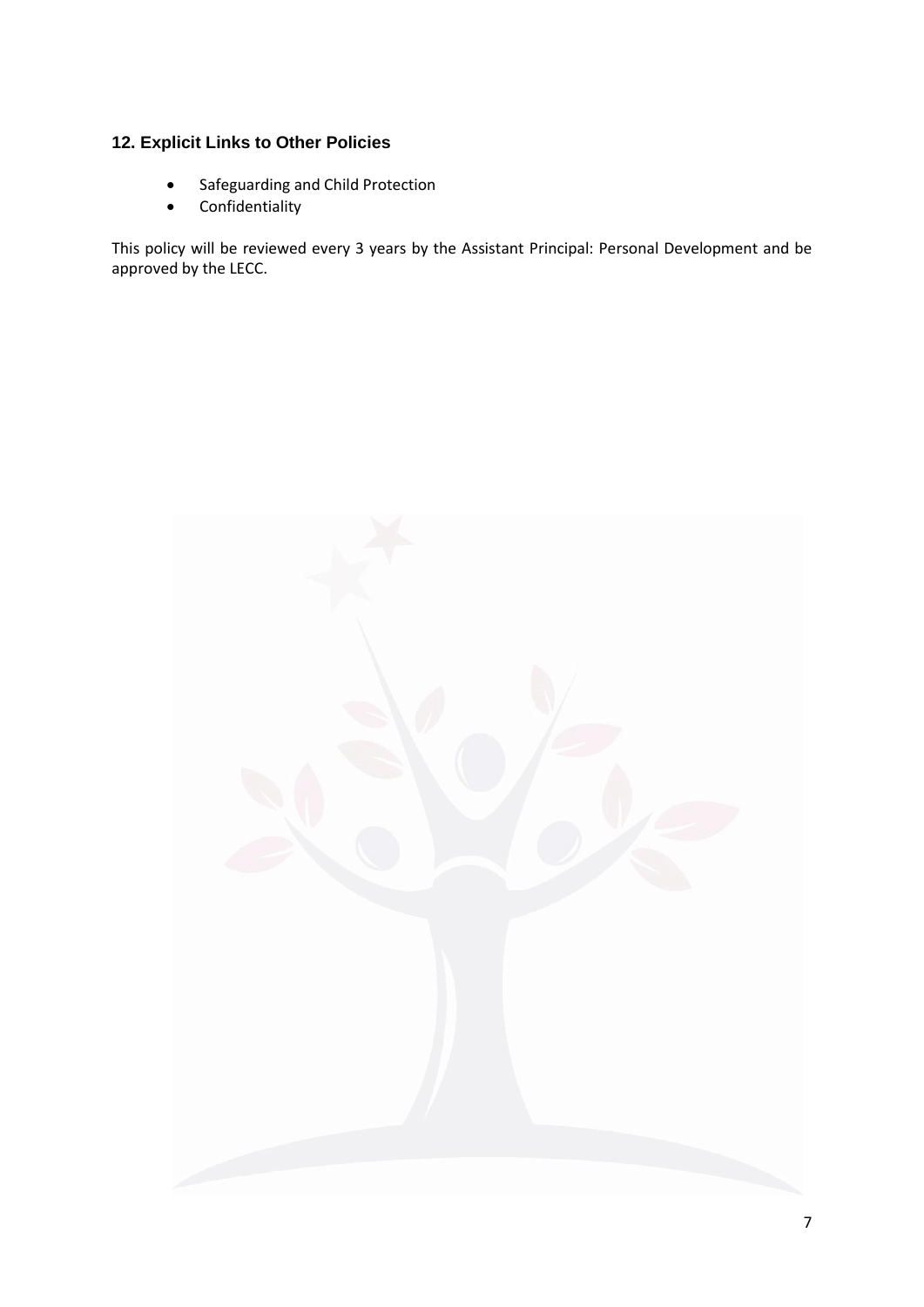## 12. Explicit Links to Other Policies

- Safeguarding and Child Protection
- Confidentiality

This policy will be reviewed every 3 years by the Assistant Principal: Personal Development and be approved by the LECC.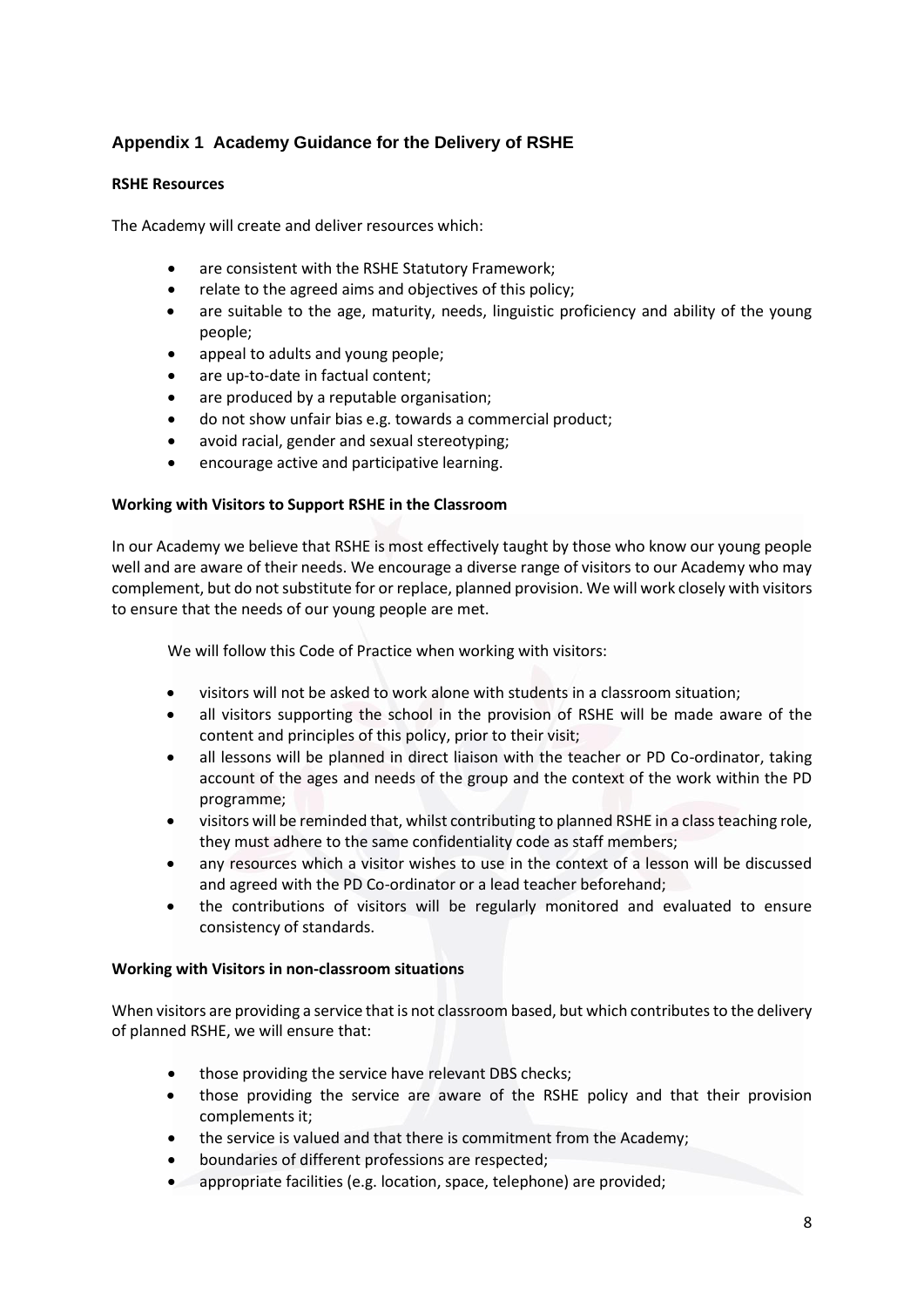## Appendix 1 Academy Guidance for the Delivery of RSHE

**RSHE Resources**

The Academy will create and deliver resources which:

- are consistent with the RSHE Statutory Framework;
- relate to the agreed aims and objectives of this policy;
- are suitable to the age, maturity, needs, linguistic proficiency and ability of the young people;
- appeal to adults and young people;
- are up-to-date in factual content;
- are produced by a reputable organisation;
- do not show unfair bias e.g. towards a commercial product;
- avoid racial, gender and sexual stereotyping;
- encourage active and participative learning.

**Working with Visitors to Support RSHE in the Classroom**

In our Academy we believe that RSHE is most effectively taught by those who know our young people well and are aware of their needs. We encourage a diverse range of visitors to our Academy who may complement, but do not substitute for or replace, planned provision. We will work closely with visitors to ensure that the needs of our young people are met.

We will follow this Code of Practice when working with visitors:

- visitors will not be asked to work alone with students in a classroom situation;
- all visitors supporting the school in the provision of RSHE will be made aware of the content and principles of this policy, prior to their visit;
- all lessons will be planned in direct liaison with the teacher or PD Co-ordinator, taking account of the ages and needs of the group and the context of the work within the PD programme;
- visitors will be reminded that, whilst contributing to planned RSHE in a class teaching role, they must adhere to the same confidentiality code as staff members;
- any resources which a visitor wishes to use in the context of a lesson will be discussed and agreed with the PD Co-ordinator or a lead teacher beforehand;
- the contributions of visitors will be regularly monitored and evaluated to ensure consistency of standards.

**Working with Visitors in non-classroom situations**

When visitors are providing a service that is not classroom based, but which contributes to the delivery of planned RSHE, we will ensure that:

- those providing the service have relevant DBS checks;
- those providing the service are aware of the RSHE policy and that their provision complements it;
- the service is valued and that there is commitment from the Academy;
- boundaries of different professions are respected;
- appropriate facilities (e.g. location, space, telephone) are provided;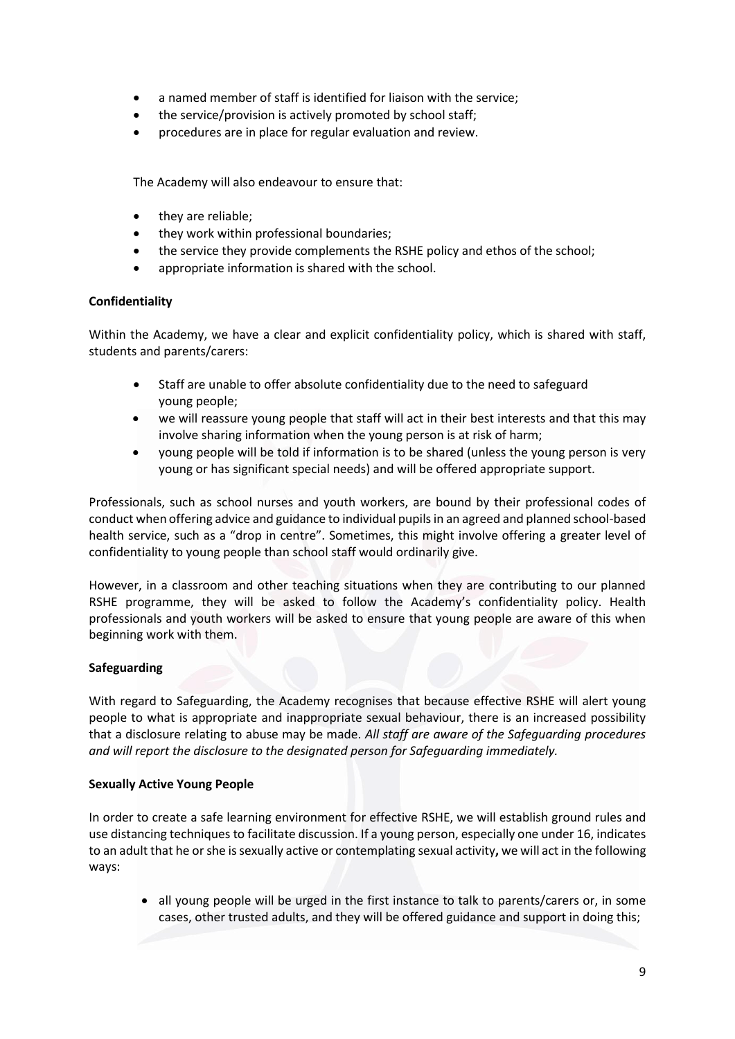- a named member of staff is identified for liaison with the service;
- the service/provision is actively promoted by school staff;
- procedures are in place for regular evaluation and review.

The Academy will also endeavour to ensure that:

- they are reliable;
- they work within professional boundaries;
- the service they provide complements the RSHE policy and ethos of the school;
- appropriate information is shared with the school.

**Confidentiality**

Within the Academy, we have a clear and explicit confidentiality policy, which is shared with staff, students and parents/carers:

- Staff are unable to offer absolute confidentiality due to the need to safeguard young people;
- we will reassure young people that staff will act in their best interests and that this may involve sharing information when the young person is at risk of harm;
- young people will be told if information is to be shared (unless the young person is very young or has significant special needs) and will be offered appropriate support.

Professionals, such as school nurses and youth workers, are bound by their professional codes of conduct when offering advice and guidance to individual pupils in an agreed and planned school-based health service, such as a "drop in centre". Sometimes, this might involve offering a greater level of confidentiality to young people than school staff would ordinarily give.

However, in a classroom and other teaching situations when they are contributing to our planned RSHE programme, they will be asked to follow the Academy's confidentiality policy. Health professionals and youth workers will be asked to ensure that young people are aware of this when beginning work with them.

**Safeguarding**

With regard to Safeguarding, the Academy recognises that because effective RSHE will alert young people to what is appropriate and inappropriate sexual behaviour, there is an increased possibility that a disclosure relating to abuse may be made. *All staff are aware of the Safeguarding procedures and will report the disclosure to the designated person for Safeguarding immediately.*

**Sexually Active Young People**

In order to create a safe learning environment for effective RSHE, we will establish ground rules and use distancing techniques to facilitate discussion. If a young person, especially one under 16, indicates to an adult that he or she is sexually active or contemplating sexual activity**,** we will act in the following ways:

- all young people will be urged in the first instance to talk to parents/carers or, in some cases, other trusted adults, and they will be offered guidance and support in doing this;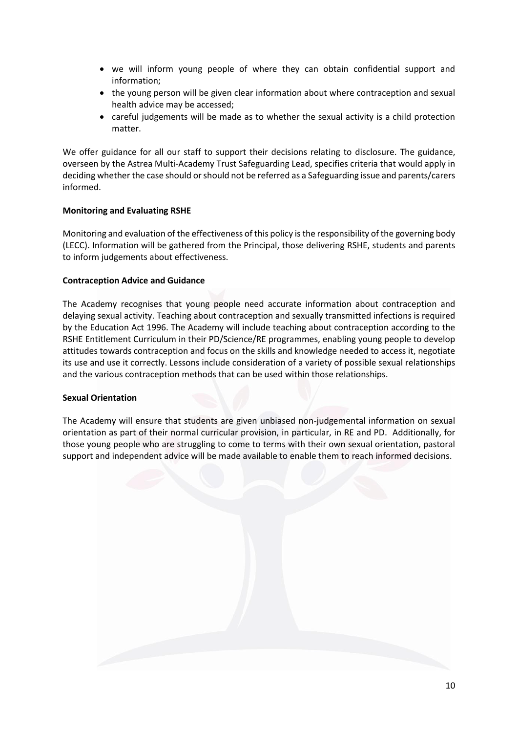- we will inform young people of where they can obtain confidential support and information;
- the young person will be given clear information about where contraception and sexual health advice may be accessed;
- careful judgements will be made as to whether the sexual activity is a child protection matter.

We offer guidance for all our staff to support their decisions relating to disclosure. The guidance, overseen by the Astrea Multi-Academy Trust Safeguarding Lead, specifies criteria that would apply in deciding whether the case should or should not be referred as a Safeguarding issue and parents/carers informed.

**Monitoring and Evaluating RSHE**

Monitoring and evaluation of the effectiveness of this policy is the responsibility of the governing body (LECC). Information will be gathered from the Principal, those delivering RSHE, students and parents to inform judgements about effectiveness.

**Contraception Advice and Guidance**

The Academy recognises that young people need accurate information about contraception and delaying sexual activity. Teaching about contraception and sexually transmitted infections is required by the Education Act 1996. The Academy will include teaching about contraception according to the RSHE Entitlement Curriculum in their PD/Science/RE programmes, enabling young people to develop attitudes towards contraception and focus on the skills and knowledge needed to access it, negotiate its use and use it correctly. Lessons include consideration of a variety of possible sexual relationships and the various contraception methods that can be used within those relationships.

**Sexual Orientation**

The Academy will ensure that students are given unbiased non-judgemental information on sexual orientation as part of their normal curricular provision, in particular, in RE and PD. Additionally, for those young people who are struggling to come to terms with their own sexual orientation, pastoral support and independent advice will be made available to enable them to reach informed decisions.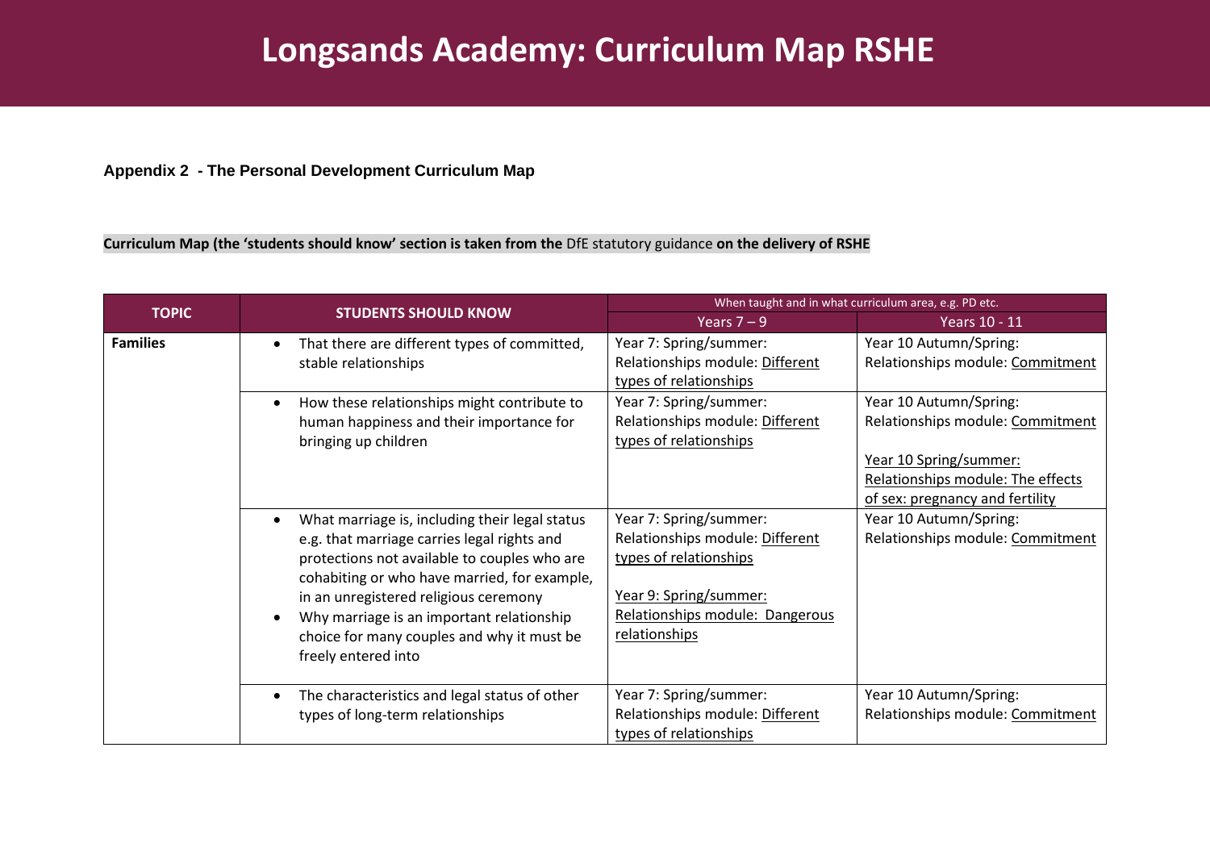# Longsands Academy: Curriculum Map RSHE

**Appendix 2 - The Personal Development Curriculum Map**

**Curriculum Map (the 'students should know' section is taken from the** DfE statutory guidance **on the delivery of RSHE**

| TOPIC | STUDENTS SHOULD KNOW | When taught and in what curriculum area, e.g. PD etc. | |
|---|---|---|---|
| | | Years 7 – 9 | Years 10 - 11 |
| **Families** | • That there are different types of committed, stable relationships | Year 7: Spring/summer: Relationships module: Different types of relationships | Year 10 Autumn/Spring: Relationships module: Commitment |
| | • How these relationships might contribute to human happiness and their importance for bringing up children | Year 7: Spring/summer: Relationships module: Different types of relationships | Year 10 Autumn/Spring: Relationships module: Commitment<br><br>Year 10 Spring/summer: Relationships module: The effects of sex: pregnancy and fertility |
| | • What marriage is, including their legal status e.g. that marriage carries legal rights and protections not available to couples who are cohabiting or who have married, for example, in an unregistered religious ceremony<br>• Why marriage is an important relationship choice for many couples and why it must be freely entered into | Year 7: Spring/summer: Relationships module: Different types of relationships<br><br>Year 9: Spring/summer: Relationships module: Dangerous relationships | Year 10 Autumn/Spring: Relationships module: Commitment |
| | • The characteristics and legal status of other types of long-term relationships | Year 7: Spring/summer: Relationships module: Different types of relationships | Year 10 Autumn/Spring: Relationships module: Commitment |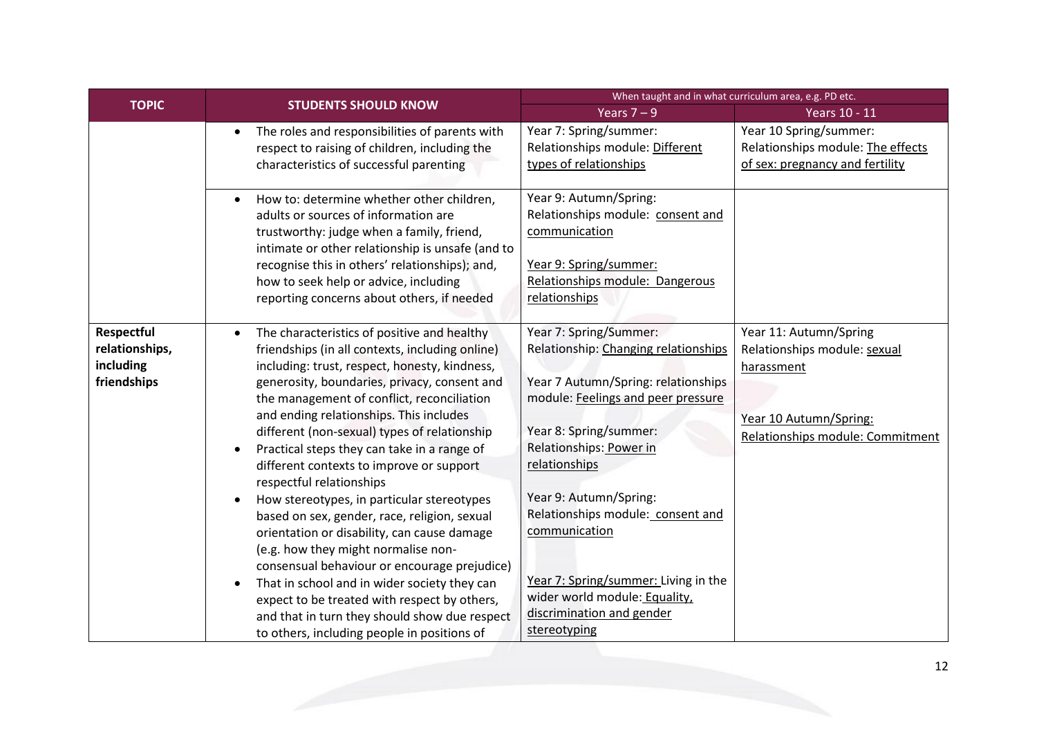| TOPIC | STUDENTS SHOULD KNOW | When taught and in what curriculum area, e.g. PD etc. | |
|---|---|---|---|
| | | Years 7 – 9 | Years 10 - 11 |
| | • The roles and responsibilities of parents with respect to raising of children, including the characteristics of successful parenting | Year 7: Spring/summer: Relationships module: Different types of relationships | Year 10 Spring/summer: Relationships module: The effects of sex: pregnancy and fertility |
| | • How to: determine whether other children, adults or sources of information are trustworthy: judge when a family, friend, intimate or other relationship is unsafe (and to recognise this in others' relationships); and, how to seek help or advice, including reporting concerns about others, if needed | Year 9: Autumn/Spring: Relationships module: consent and communication<br><br>Year 9: Spring/summer: Relationships module: Dangerous relationships | |
| **Respectful relationships, including friendships** | • The characteristics of positive and healthy friendships (in all contexts, including online) including: trust, respect, honesty, kindness, generosity, boundaries, privacy, consent and the management of conflict, reconciliation and ending relationships. This includes different (non-sexual) types of relationship<br>• Practical steps they can take in a range of different contexts to improve or support respectful relationships<br>• How stereotypes, in particular stereotypes based on sex, gender, race, religion, sexual orientation or disability, can cause damage (e.g. how they might normalise non-consensual behaviour or encourage prejudice)<br>• That in school and in wider society they can expect to be treated with respect by others, and that in turn they should show due respect to others, including people in positions of | Year 7: Spring/Summer: Relationship: Changing relationships<br><br>Year 7 Autumn/Spring: relationships module: Feelings and peer pressure<br><br>Year 8: Spring/summer: Relationships: Power in relationships<br><br>Year 9: Autumn/Spring: Relationships module: consent and communication<br><br>Year 7: Spring/summer: Living in the wider world module: Equality, discrimination and gender stereotyping | Year 11: Autumn/Spring Relationships module: sexual harassment<br><br>Year 10 Autumn/Spring: Relationships module: Commitment |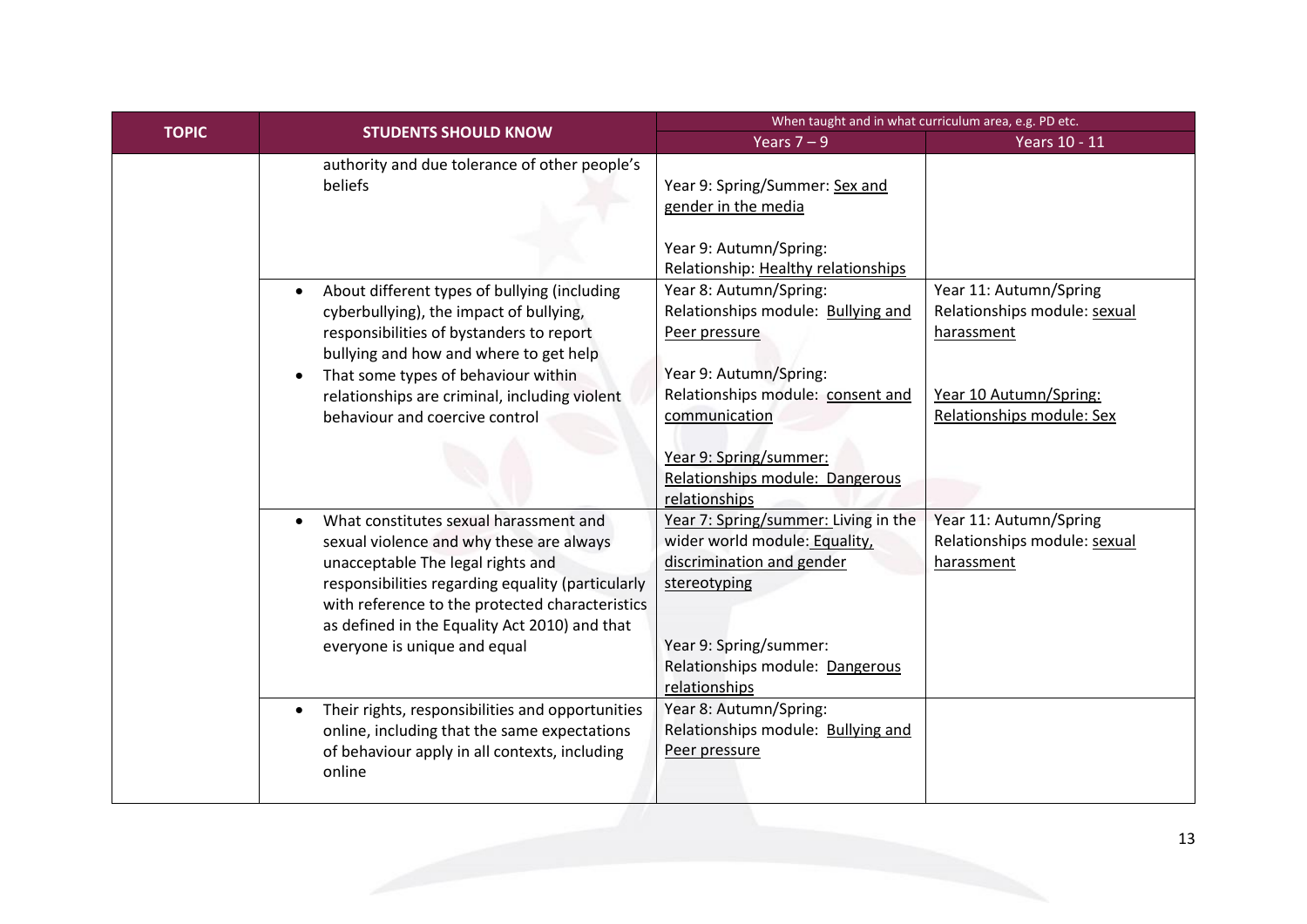| TOPIC | STUDENTS SHOULD KNOW | When taught and in what curriculum area, e.g. PD etc. | |
|---|---|---|---|
| | | Years 7 – 9 | Years 10 - 11 |
| | authority and due tolerance of other people's beliefs | Year 9: Spring/Summer: Sex and gender in the media<br><br>Year 9: Autumn/Spring: Relationship: Healthy relationships | |
| | • About different types of bullying (including cyberbullying), the impact of bullying, responsibilities of bystanders to report bullying and how and where to get help<br>• That some types of behaviour within relationships are criminal, including violent behaviour and coercive control | Year 8: Autumn/Spring: Relationships module: Bullying and Peer pressure<br><br>Year 9: Autumn/Spring: Relationships module: consent and communication<br><br>Year 9: Spring/summer: Relationships module: Dangerous relationships | Year 11: Autumn/Spring Relationships module: sexual harassment<br><br>Year 10 Autumn/Spring: Relationships module: Sex |
| | • What constitutes sexual harassment and sexual violence and why these are always unacceptable The legal rights and responsibilities regarding equality (particularly with reference to the protected characteristics as defined in the Equality Act 2010) and that everyone is unique and equal | Year 7: Spring/summer: Living in the wider world module: Equality, discrimination and gender stereotyping<br><br>Year 9: Spring/summer: Relationships module: Dangerous relationships | Year 11: Autumn/Spring Relationships module: sexual harassment |
| | • Their rights, responsibilities and opportunities online, including that the same expectations of behaviour apply in all contexts, including online | Year 8: Autumn/Spring: Relationships module: Bullying and Peer pressure | |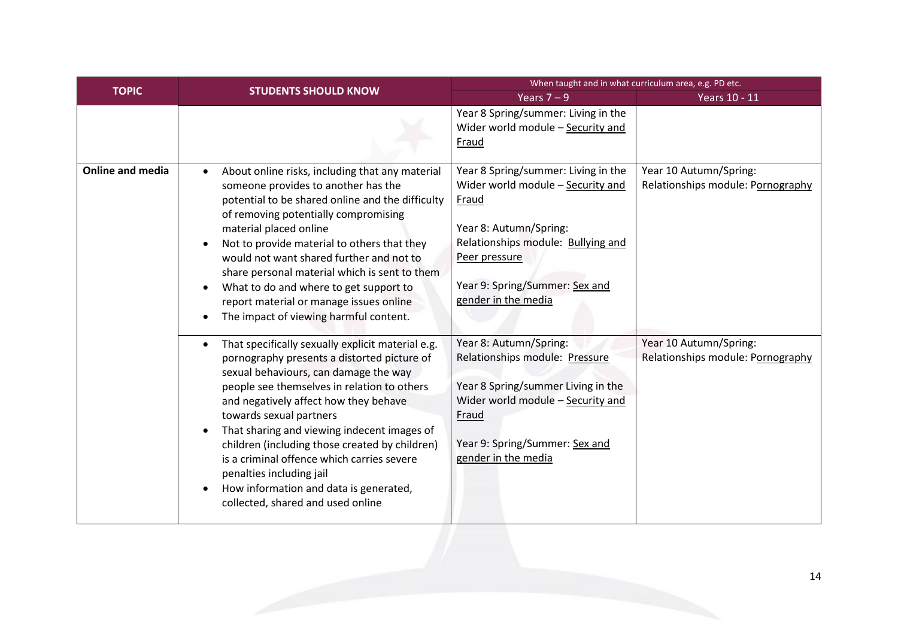| TOPIC | STUDENTS SHOULD KNOW | When taught and in what curriculum area, e.g. PD etc. | |
|---|---|---|---|
| | | Years 7 – 9 | Years 10 - 11 |
| | | Year 8 Spring/summer: Living in the Wider world module – Security and Fraud | |
| **Online and media** | • About online risks, including that any material someone provides to another has the potential to be shared online and the difficulty of removing potentially compromising material placed online<br>• Not to provide material to others that they would not want shared further and not to share personal material which is sent to them<br>• What to do and where to get support to report material or manage issues online<br>• The impact of viewing harmful content. | Year 8 Spring/summer: Living in the Wider world module – Security and Fraud<br><br>Year 8: Autumn/Spring: Relationships module: Bullying and Peer pressure<br><br>Year 9: Spring/Summer: Sex and gender in the media | Year 10 Autumn/Spring: Relationships module: Pornography |
| | • That specifically sexually explicit material e.g. pornography presents a distorted picture of sexual behaviours, can damage the way people see themselves in relation to others and negatively affect how they behave towards sexual partners<br>• That sharing and viewing indecent images of children (including those created by children) is a criminal offence which carries severe penalties including jail<br>• How information and data is generated, collected, shared and used online | Year 8: Autumn/Spring: Relationships module: Pressure<br><br>Year 8 Spring/summer Living in the Wider world module – Security and Fraud<br><br>Year 9: Spring/Summer: Sex and gender in the media | Year 10 Autumn/Spring: Relationships module: Pornography |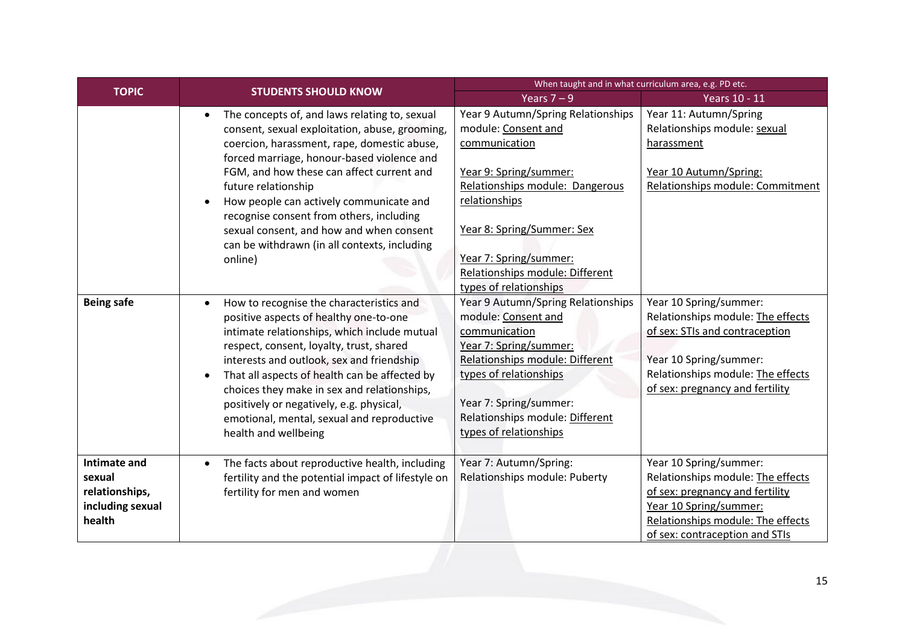| TOPIC | STUDENTS SHOULD KNOW | When taught and in what curriculum area, e.g. PD etc. | |
|---|---|---|---|
| | | Years 7 – 9 | Years 10 - 11 |
| | • The concepts of, and laws relating to, sexual consent, sexual exploitation, abuse, grooming, coercion, harassment, rape, domestic abuse, forced marriage, honour-based violence and FGM, and how these can affect current and future relationship<br>• How people can actively communicate and recognise consent from others, including sexual consent, and how and when consent can be withdrawn (in all contexts, including online) | Year 9 Autumn/Spring Relationships module: Consent and communication<br><br>Year 9: Spring/summer: Relationships module: Dangerous relationships<br><br>Year 8: Spring/Summer: Sex<br><br>Year 7: Spring/summer: Relationships module: Different types of relationships | Year 11: Autumn/Spring Relationships module: sexual harassment<br><br>Year 10 Autumn/Spring: Relationships module: Commitment |
| **Being safe** | • How to recognise the characteristics and positive aspects of healthy one-to-one intimate relationships, which include mutual respect, consent, loyalty, trust, shared interests and outlook, sex and friendship<br>• That all aspects of health can be affected by choices they make in sex and relationships, positively or negatively, e.g. physical, emotional, mental, sexual and reproductive health and wellbeing | Year 9 Autumn/Spring Relationships module: Consent and communication<br>Year 7: Spring/summer: Relationships module: Different types of relationships<br><br>Year 7: Spring/summer: Relationships module: Different types of relationships | Year 10 Spring/summer: Relationships module: The effects of sex: STIs and contraception<br><br>Year 10 Spring/summer: Relationships module: The effects of sex: pregnancy and fertility |
| **Intimate and sexual relationships, including sexual health** | • The facts about reproductive health, including fertility and the potential impact of lifestyle on fertility for men and women | Year 7: Autumn/Spring: Relationships module: Puberty | Year 10 Spring/summer: Relationships module: The effects of sex: pregnancy and fertility<br>Year 10 Spring/summer: Relationships module: The effects of sex: contraception and STIs |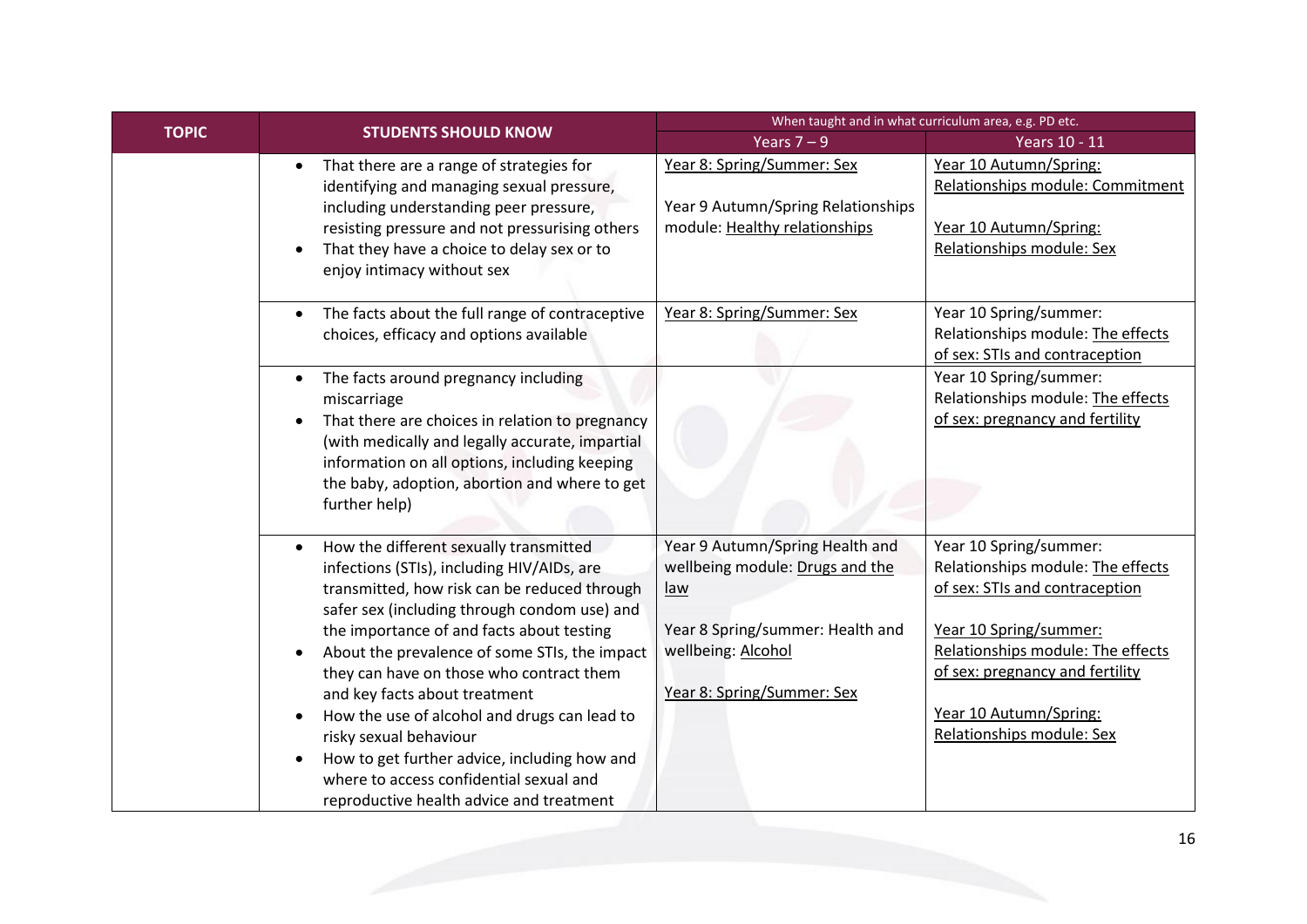| TOPIC | STUDENTS SHOULD KNOW | When taught and in what curriculum area, e.g. PD etc. | |
|---|---|---|---|
| | | Years 7 – 9 | Years 10 - 11 |
| | • That there are a range of strategies for identifying and managing sexual pressure, including understanding peer pressure, resisting pressure and not pressurising others<br>• That they have a choice to delay sex or to enjoy intimacy without sex | Year 8: Spring/Summer: Sex<br><br>Year 9 Autumn/Spring Relationships module: Healthy relationships | Year 10 Autumn/Spring: Relationships module: Commitment<br><br>Year 10 Autumn/Spring: Relationships module: Sex |
| | • The facts about the full range of contraceptive choices, efficacy and options available | Year 8: Spring/Summer: Sex | Year 10 Spring/summer: Relationships module: The effects of sex: STIs and contraception |
| | • The facts around pregnancy including miscarriage<br>• That there are choices in relation to pregnancy (with medically and legally accurate, impartial information on all options, including keeping the baby, adoption, abortion and where to get further help) | | Year 10 Spring/summer: Relationships module: The effects of sex: pregnancy and fertility |
| | • How the different sexually transmitted infections (STIs), including HIV/AIDs, are transmitted, how risk can be reduced through safer sex (including through condom use) and the importance of and facts about testing<br>• About the prevalence of some STIs, the impact they can have on those who contract them and key facts about treatment<br>• How the use of alcohol and drugs can lead to risky sexual behaviour<br>• How to get further advice, including how and where to access confidential sexual and reproductive health advice and treatment | Year 9 Autumn/Spring Health and wellbeing module: Drugs and the law<br><br>Year 8 Spring/summer: Health and wellbeing: Alcohol<br><br>Year 8: Spring/Summer: Sex | Year 10 Spring/summer: Relationships module: The effects of sex: STIs and contraception<br><br>Year 10 Spring/summer: Relationships module: The effects of sex: pregnancy and fertility<br><br>Year 10 Autumn/Spring: Relationships module: Sex |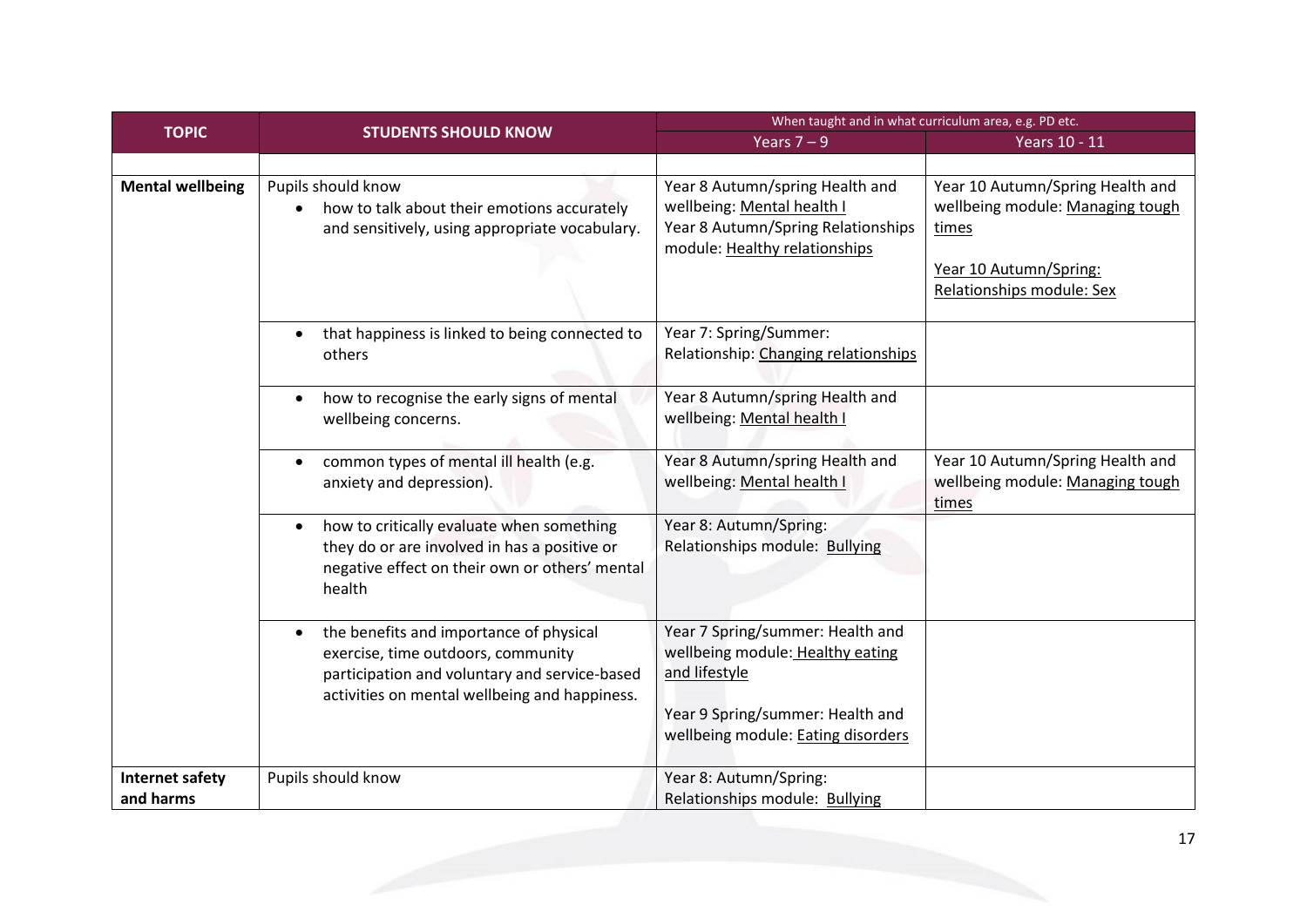| TOPIC | STUDENTS SHOULD KNOW | When taught and in what curriculum area, e.g. PD etc. | |
|---|---|---|---|
| | | Years 7 – 9 | Years 10 - 11 |
| | | | |
| **Mental wellbeing** | Pupils should know<br>• how to talk about their emotions accurately and sensitively, using appropriate vocabulary. | Year 8 Autumn/spring Health and wellbeing: Mental health I<br>Year 8 Autumn/Spring Relationships module: Healthy relationships | Year 10 Autumn/Spring Health and wellbeing module: Managing tough times<br><br>Year 10 Autumn/Spring: Relationships module: Sex |
| | • that happiness is linked to being connected to others | Year 7: Spring/Summer: Relationship: Changing relationships | |
| | • how to recognise the early signs of mental wellbeing concerns. | Year 8 Autumn/spring Health and wellbeing: Mental health I | |
| | • common types of mental ill health (e.g. anxiety and depression). | Year 8 Autumn/spring Health and wellbeing: Mental health I | Year 10 Autumn/Spring Health and wellbeing module: Managing tough times |
| | • how to critically evaluate when something they do or are involved in has a positive or negative effect on their own or others' mental health | Year 8: Autumn/Spring: Relationships module: Bullying | |
| | • the benefits and importance of physical exercise, time outdoors, community participation and voluntary and service-based activities on mental wellbeing and happiness. | Year 7 Spring/summer: Health and wellbeing module: Healthy eating and lifestyle<br><br>Year 9 Spring/summer: Health and wellbeing module: Eating disorders | |
| **Internet safety and harms** | Pupils should know | Year 8: Autumn/Spring: Relationships module: Bullying | |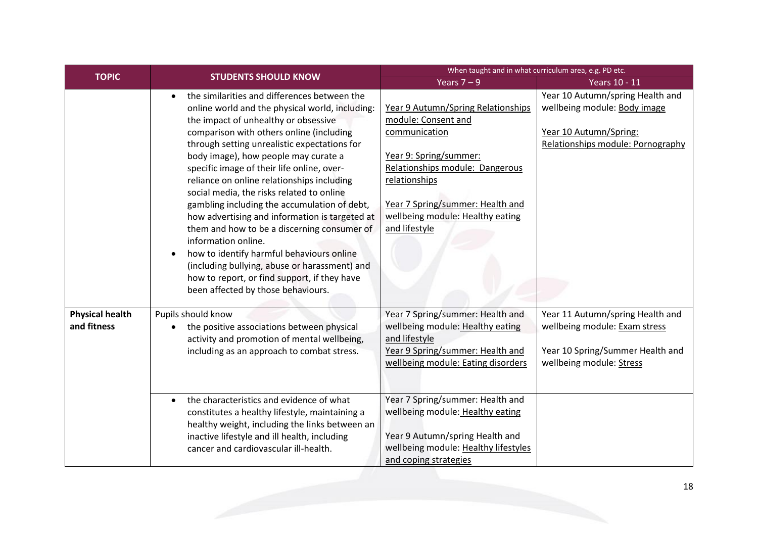| TOPIC | STUDENTS SHOULD KNOW | When taught and in what curriculum area, e.g. PD etc. | |
|---|---|---|---|
| | | Years 7 – 9 | Years 10 - 11 |
| | • the similarities and differences between the online world and the physical world, including: the impact of unhealthy or obsessive comparison with others online (including through setting unrealistic expectations for body image), how people may curate a specific image of their life online, over-reliance on online relationships including social media, the risks related to online gambling including the accumulation of debt, how advertising and information is targeted at them and how to be a discerning consumer of information online.<br>• how to identify harmful behaviours online (including bullying, abuse or harassment) and how to report, or find support, if they have been affected by those behaviours. | Year 9 Autumn/Spring Relationships module: Consent and communication<br><br>Year 9: Spring/summer: Relationships module: Dangerous relationships<br><br>Year 7 Spring/summer: Health and wellbeing module: Healthy eating and lifestyle | Year 10 Autumn/spring Health and wellbeing module: Body image<br><br>Year 10 Autumn/Spring: Relationships module: Pornography |
| **Physical health and fitness** | Pupils should know<br>• the positive associations between physical activity and promotion of mental wellbeing, including as an approach to combat stress. | Year 7 Spring/summer: Health and wellbeing module: Healthy eating and lifestyle<br>Year 9 Spring/summer: Health and wellbeing module: Eating disorders | Year 11 Autumn/spring Health and wellbeing module: Exam stress<br><br>Year 10 Spring/Summer Health and wellbeing module: Stress |
| | • the characteristics and evidence of what constitutes a healthy lifestyle, maintaining a healthy weight, including the links between an inactive lifestyle and ill health, including cancer and cardiovascular ill-health. | Year 7 Spring/summer: Health and wellbeing module: Healthy eating<br><br>Year 9 Autumn/spring Health and wellbeing module: Healthy lifestyles and coping strategies | |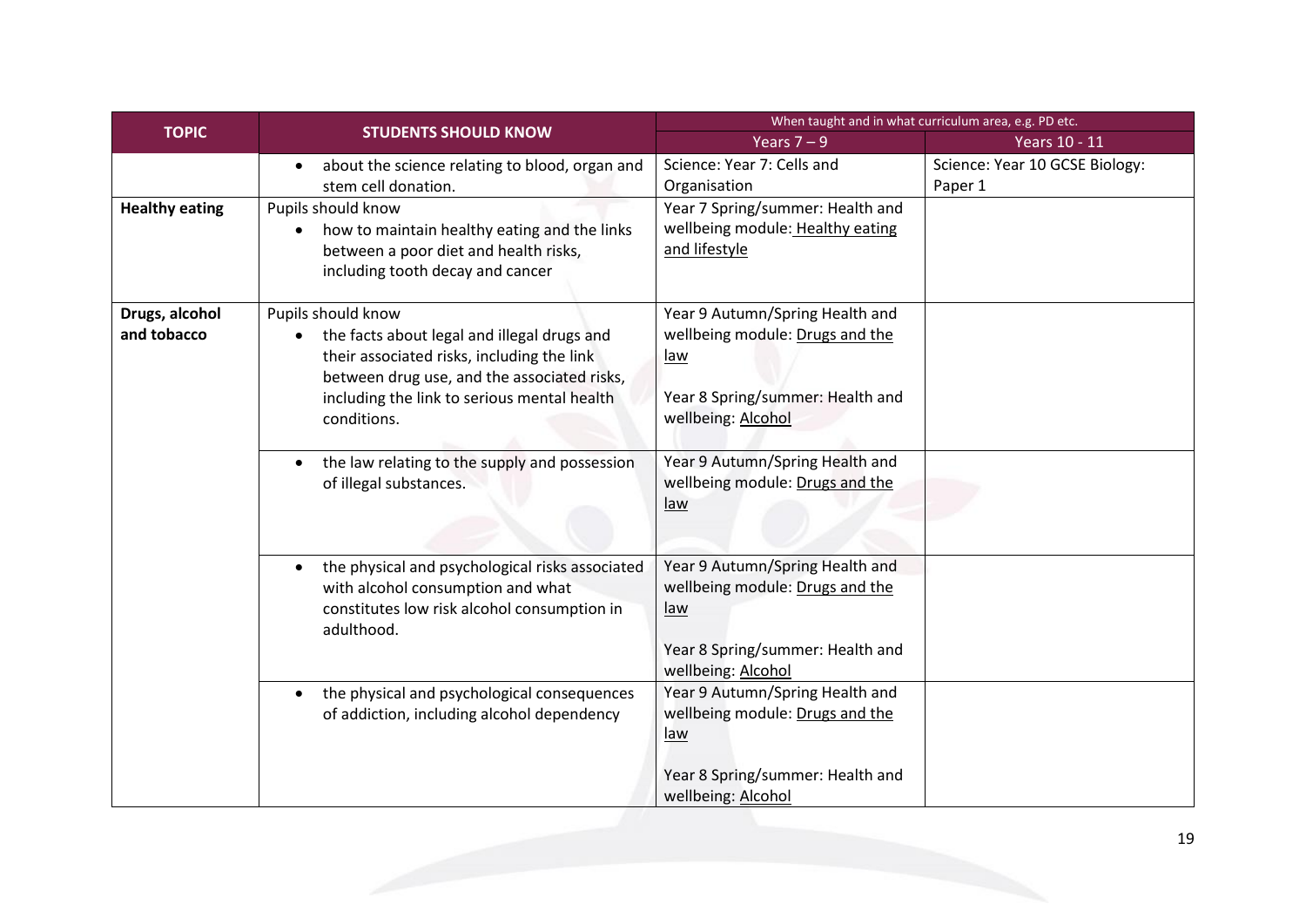| TOPIC | STUDENTS SHOULD KNOW | When taught and in what curriculum area, e.g. PD etc. | |
|---|---|---|---|
| | | Years 7 – 9 | Years 10 - 11 |
| | • about the science relating to blood, organ and stem cell donation. | Science: Year 7: Cells and Organisation | Science: Year 10 GCSE Biology: Paper 1 |
| **Healthy eating** | Pupils should know<br>• how to maintain healthy eating and the links between a poor diet and health risks, including tooth decay and cancer | Year 7 Spring/summer: Health and wellbeing module: Healthy eating and lifestyle | |
| **Drugs, alcohol and tobacco** | Pupils should know<br>• the facts about legal and illegal drugs and their associated risks, including the link between drug use, and the associated risks, including the link to serious mental health conditions. | Year 9 Autumn/Spring Health and wellbeing module: Drugs and the law<br><br>Year 8 Spring/summer: Health and wellbeing: Alcohol | |
| | • the law relating to the supply and possession of illegal substances. | Year 9 Autumn/Spring Health and wellbeing module: Drugs and the law | |
| | • the physical and psychological risks associated with alcohol consumption and what constitutes low risk alcohol consumption in adulthood. | Year 9 Autumn/Spring Health and wellbeing module: Drugs and the law<br><br>Year 8 Spring/summer: Health and wellbeing: Alcohol | |
| | • the physical and psychological consequences of addiction, including alcohol dependency | Year 9 Autumn/Spring Health and wellbeing module: Drugs and the law<br><br>Year 8 Spring/summer: Health and wellbeing: Alcohol | |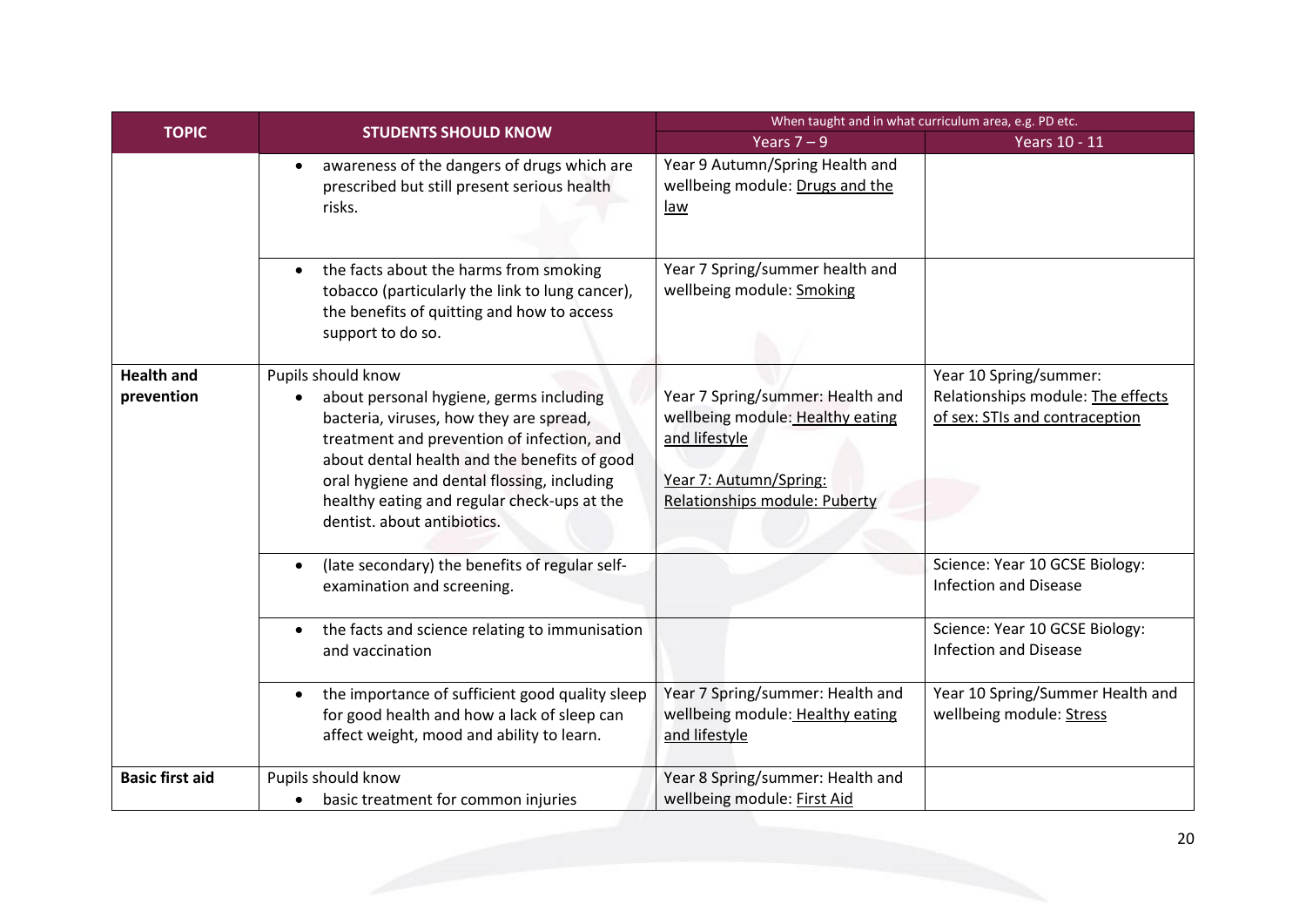| TOPIC | STUDENTS SHOULD KNOW | When taught and in what curriculum area, e.g. PD etc. | |
|---|---|---|---|
| | | Years 7 – 9 | Years 10 - 11 |
| | • awareness of the dangers of drugs which are prescribed but still present serious health risks. | Year 9 Autumn/Spring Health and wellbeing module: Drugs and the law | |
| | • the facts about the harms from smoking tobacco (particularly the link to lung cancer), the benefits of quitting and how to access support to do so. | Year 7 Spring/summer health and wellbeing module: Smoking | |
| **Health and prevention** | Pupils should know<br>• about personal hygiene, germs including bacteria, viruses, how they are spread, treatment and prevention of infection, and about dental health and the benefits of good oral hygiene and dental flossing, including healthy eating and regular check-ups at the dentist. about antibiotics. | Year 7 Spring/summer: Health and wellbeing module: Healthy eating and lifestyle<br><br>Year 7: Autumn/Spring: Relationships module: Puberty | Year 10 Spring/summer: Relationships module: The effects of sex: STIs and contraception |
| | • (late secondary) the benefits of regular self-examination and screening. | | Science: Year 10 GCSE Biology: Infection and Disease |
| | • the facts and science relating to immunisation and vaccination | | Science: Year 10 GCSE Biology: Infection and Disease |
| | • the importance of sufficient good quality sleep for good health and how a lack of sleep can affect weight, mood and ability to learn. | Year 7 Spring/summer: Health and wellbeing module: Healthy eating and lifestyle | Year 10 Spring/Summer Health and wellbeing module: Stress |
| **Basic first aid** | Pupils should know<br>• basic treatment for common injuries | Year 8 Spring/summer: Health and wellbeing module: First Aid | |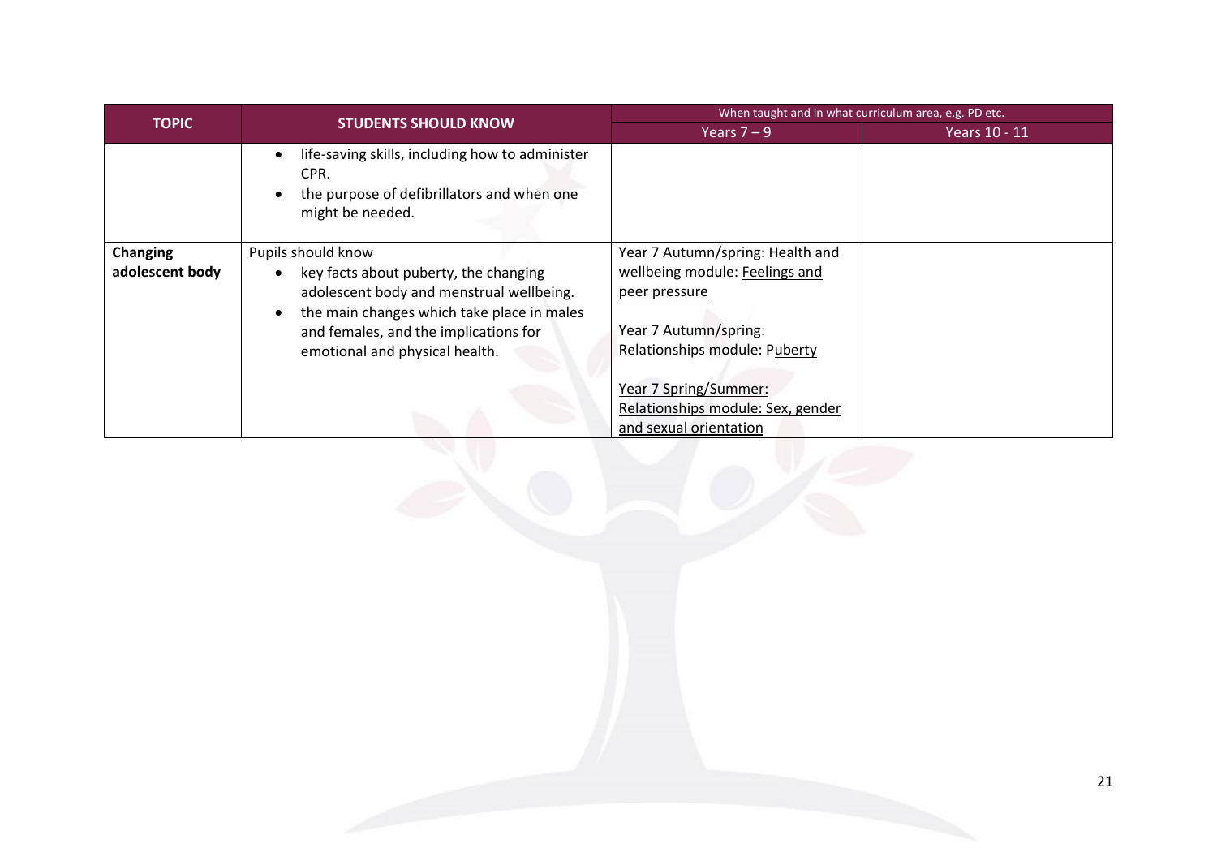| TOPIC | STUDENTS SHOULD KNOW | When taught and in what curriculum area, e.g. PD etc. | |
|---|---|---|---|
| | | Years 7 – 9 | Years 10 - 11 |
| | • life-saving skills, including how to administer CPR.<br>• the purpose of defibrillators and when one might be needed. | | |
| **Changing adolescent body** | Pupils should know<br>• key facts about puberty, the changing adolescent body and menstrual wellbeing.<br>• the main changes which take place in males and females, and the implications for emotional and physical health. | Year 7 Autumn/spring: Health and wellbeing module: Feelings and peer pressure<br><br>Year 7 Autumn/spring: Relationships module: Puberty<br><br>Year 7 Spring/Summer: Relationships module: Sex, gender and sexual orientation | |